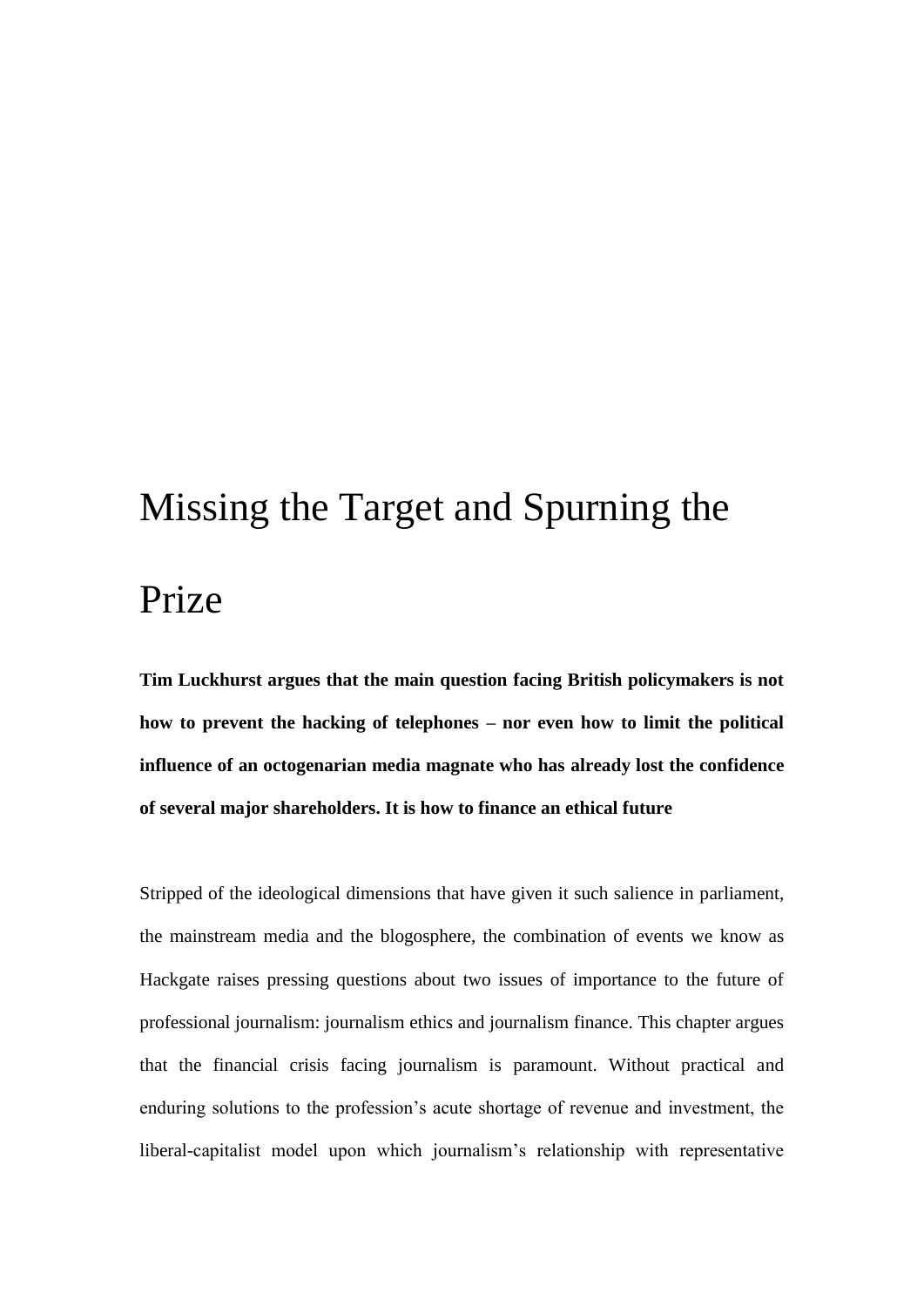# Missing the Target and Spurning the Prize

**Tim Luckhurst argues that the main question facing British policymakers is not how to prevent the hacking of telephones – nor even how to limit the political influence of an octogenarian media magnate who has already lost the confidence of several major shareholders. It is how to finance an ethical future**

Stripped of the ideological dimensions that have given it such salience in parliament, the mainstream media and the blogosphere, the combination of events we know as Hackgate raises pressing questions about two issues of importance to the future of professional journalism: journalism ethics and journalism finance. This chapter argues that the financial crisis facing journalism is paramount. Without practical and enduring solutions to the profession's acute shortage of revenue and investment, the liberal-capitalist model upon which journalism's relationship with representative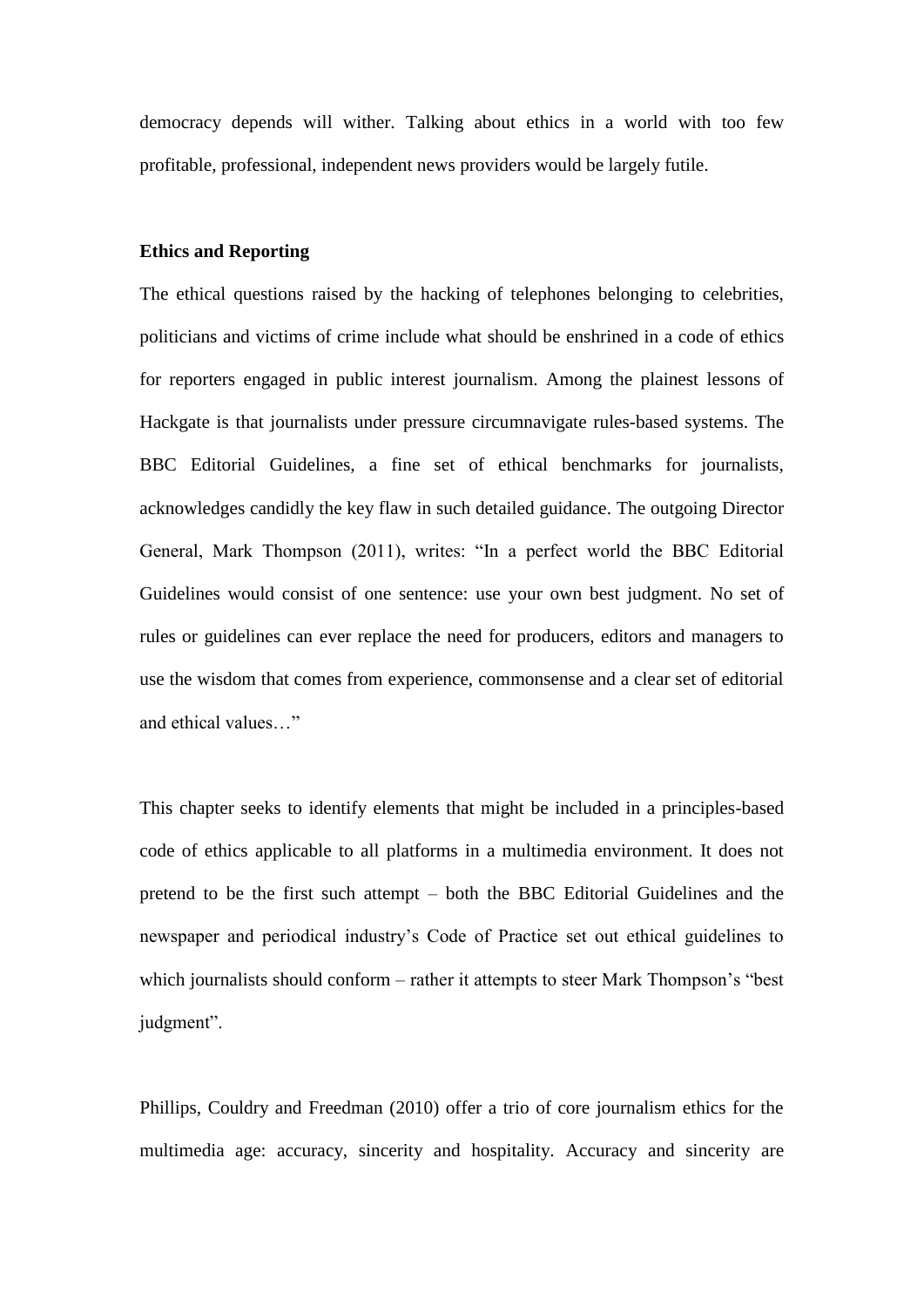democracy depends will wither. Talking about ethics in a world with too few profitable, professional, independent news providers would be largely futile.

## Ethics and Reporting

The ethical questions raised by the hacking of telephones belonging to celebrities, politicians and victims of crime include what should be enshrined in a code of ethics for reporters engaged in public interest journalism. Among the plainest lessons of Hackgate is that journalists under pressure circumnavigate rules-based systems. The BBC Editorial Guidelines, a fine set of ethical benchmarks for journalists, acknowledges candidly the key flaw in such detailed guidance. The outgoing Director General, Mark Thompson (2011), writes: "In a perfect world the BBC Editorial Guidelines would consist of one sentence: use your own best judgment. No set of rules or guidelines can ever replace the need for producers, editors and managers to use the wisdom that comes from experience, commonsense and a clear set of editorial and ethical values…"

This chapter seeks to identify elements that might be included in a principles-based code of ethics applicable to all platforms in a multimedia environment. It does not pretend to be the first such attempt – both the BBC Editorial Guidelines and the newspaper and periodical industry's Code of Practice set out ethical guidelines to which journalists should conform – rather it attempts to steer Mark Thompson's "best judgment".

Phillips, Couldry and Freedman (2010) offer a trio of core journalism ethics for the multimedia age: accuracy, sincerity and hospitality. Accuracy and sincerity are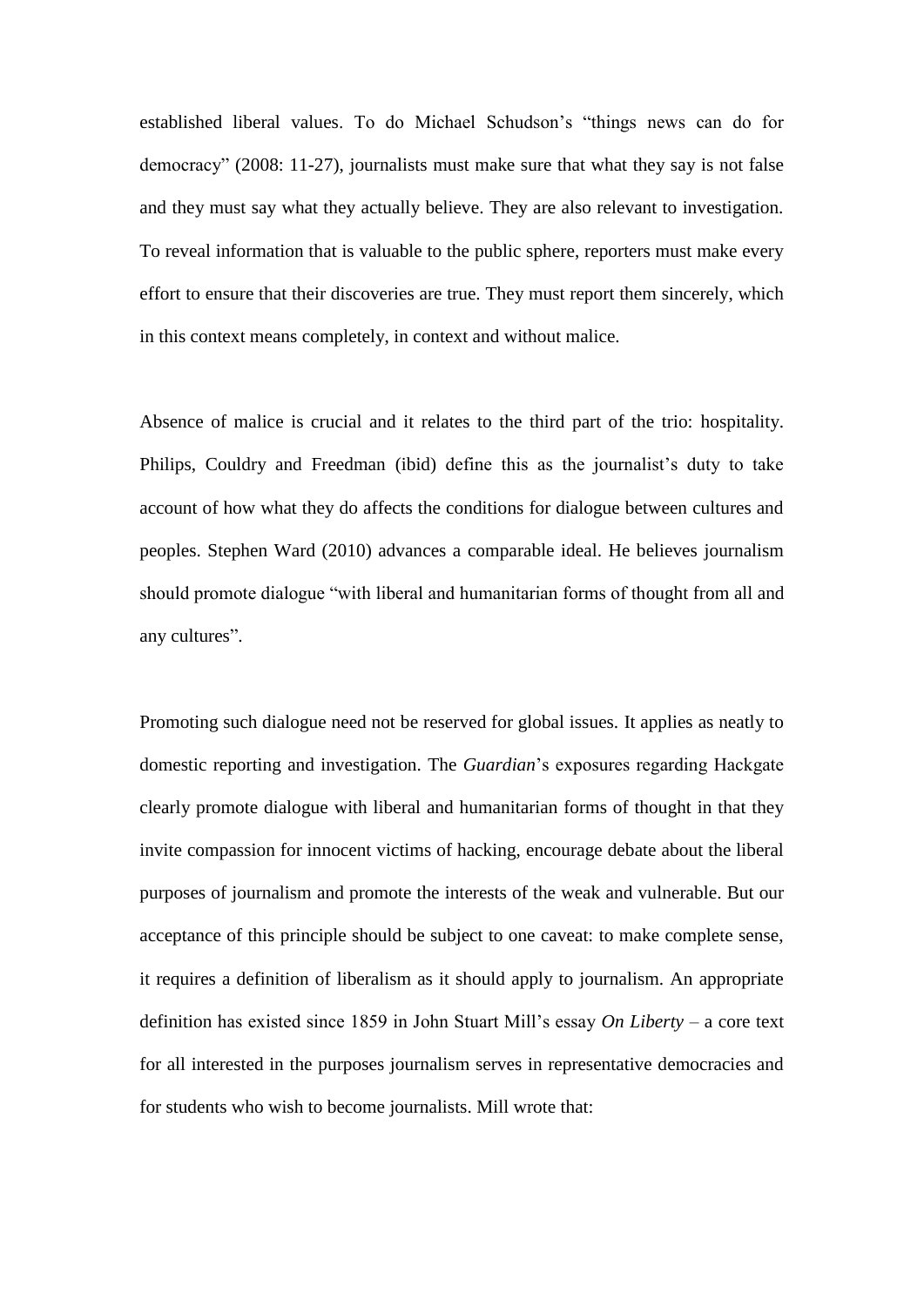established liberal values. To do Michael Schudson's "things news can do for democracy" (2008: 11-27), journalists must make sure that what they say is not false and they must say what they actually believe. They are also relevant to investigation. To reveal information that is valuable to the public sphere, reporters must make every effort to ensure that their discoveries are true. They must report them sincerely, which in this context means completely, in context and without malice.

Absence of malice is crucial and it relates to the third part of the trio: hospitality. Philips, Couldry and Freedman (ibid) define this as the journalist's duty to take account of how what they do affects the conditions for dialogue between cultures and peoples. Stephen Ward (2010) advances a comparable ideal. He believes journalism should promote dialogue "with liberal and humanitarian forms of thought from all and any cultures".

Promoting such dialogue need not be reserved for global issues. It applies as neatly to domestic reporting and investigation. The *Guardian*'s exposures regarding Hackgate clearly promote dialogue with liberal and humanitarian forms of thought in that they invite compassion for innocent victims of hacking, encourage debate about the liberal purposes of journalism and promote the interests of the weak and vulnerable. But our acceptance of this principle should be subject to one caveat: to make complete sense, it requires a definition of liberalism as it should apply to journalism. An appropriate definition has existed since 1859 in John Stuart Mill's essay *On Liberty* – a core text for all interested in the purposes journalism serves in representative democracies and for students who wish to become journalists. Mill wrote that: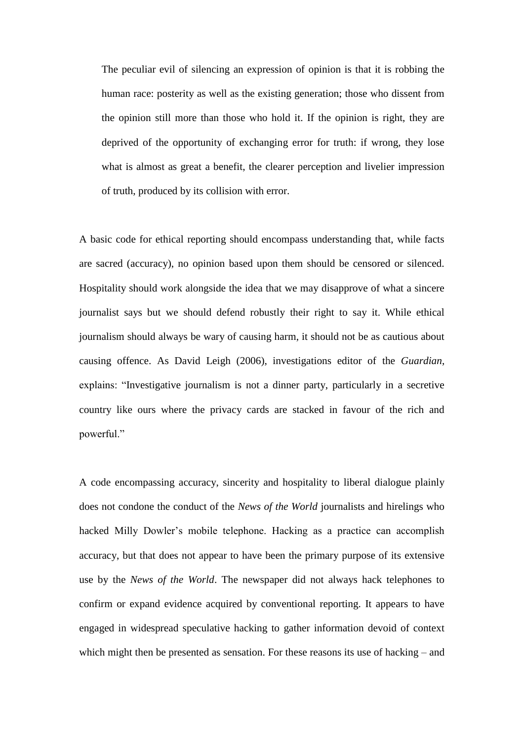> The peculiar evil of silencing an expression of opinion is that it is robbing the human race: posterity as well as the existing generation; those who dissent from the opinion still more than those who hold it. If the opinion is right, they are deprived of the opportunity of exchanging error for truth: if wrong, they lose what is almost as great a benefit, the clearer perception and livelier impression of truth, produced by its collision with error.

A basic code for ethical reporting should encompass understanding that, while facts are sacred (accuracy), no opinion based upon them should be censored or silenced. Hospitality should work alongside the idea that we may disapprove of what a sincere journalist says but we should defend robustly their right to say it. While ethical journalism should always be wary of causing harm, it should not be as cautious about causing offence. As David Leigh (2006), investigations editor of the *Guardian*, explains: "Investigative journalism is not a dinner party, particularly in a secretive country like ours where the privacy cards are stacked in favour of the rich and powerful."

A code encompassing accuracy, sincerity and hospitality to liberal dialogue plainly does not condone the conduct of the *News of the World* journalists and hirelings who hacked Milly Dowler's mobile telephone. Hacking as a practice can accomplish accuracy, but that does not appear to have been the primary purpose of its extensive use by the *News of the World*. The newspaper did not always hack telephones to confirm or expand evidence acquired by conventional reporting. It appears to have engaged in widespread speculative hacking to gather information devoid of context which might then be presented as sensation. For these reasons its use of hacking – and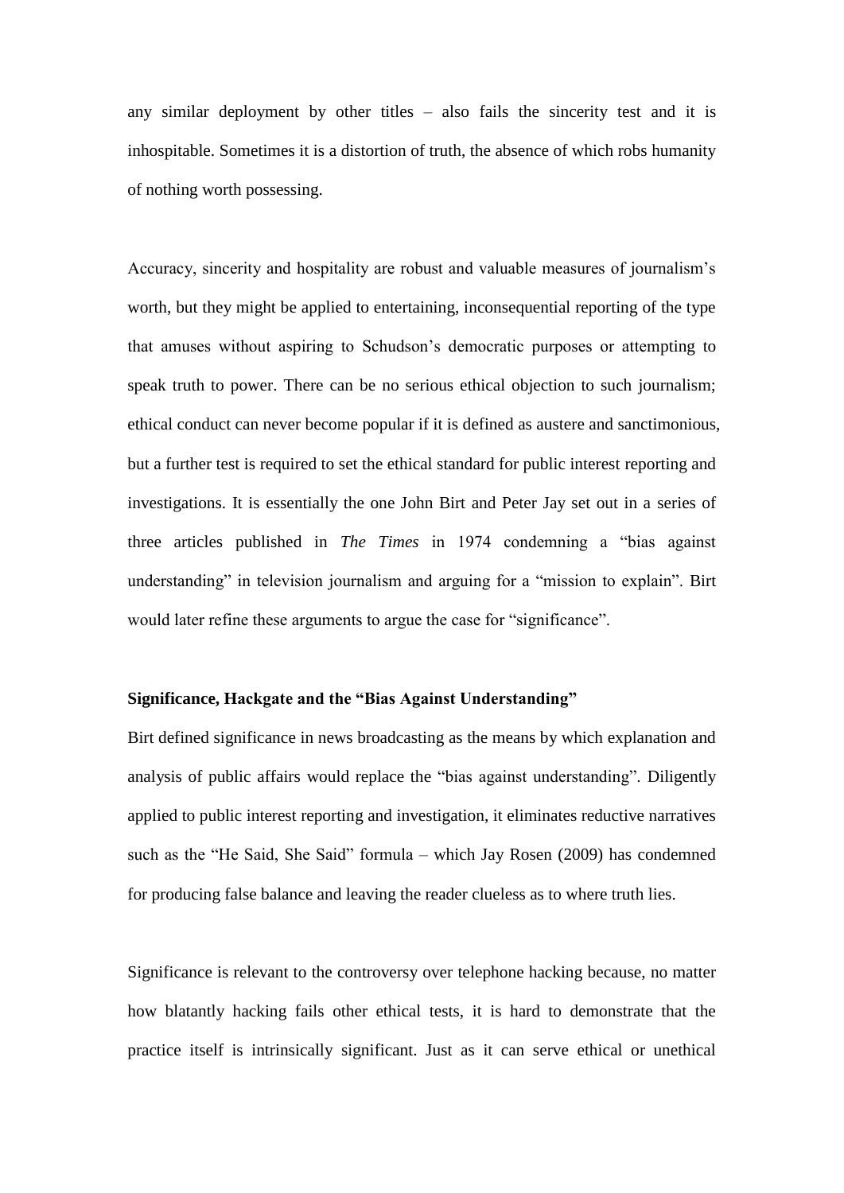any similar deployment by other titles – also fails the sincerity test and it is inhospitable. Sometimes it is a distortion of truth, the absence of which robs humanity of nothing worth possessing.

Accuracy, sincerity and hospitality are robust and valuable measures of journalism's worth, but they might be applied to entertaining, inconsequential reporting of the type that amuses without aspiring to Schudson's democratic purposes or attempting to speak truth to power. There can be no serious ethical objection to such journalism; ethical conduct can never become popular if it is defined as austere and sanctimonious, but a further test is required to set the ethical standard for public interest reporting and investigations. It is essentially the one John Birt and Peter Jay set out in a series of three articles published in *The Times* in 1974 condemning a "bias against understanding" in television journalism and arguing for a "mission to explain". Birt would later refine these arguments to argue the case for "significance".

**Significance, Hackgate and the "Bias Against Understanding"**

Birt defined significance in news broadcasting as the means by which explanation and analysis of public affairs would replace the "bias against understanding". Diligently applied to public interest reporting and investigation, it eliminates reductive narratives such as the "He Said, She Said" formula – which Jay Rosen (2009) has condemned for producing false balance and leaving the reader clueless as to where truth lies.

Significance is relevant to the controversy over telephone hacking because, no matter how blatantly hacking fails other ethical tests, it is hard to demonstrate that the practice itself is intrinsically significant. Just as it can serve ethical or unethical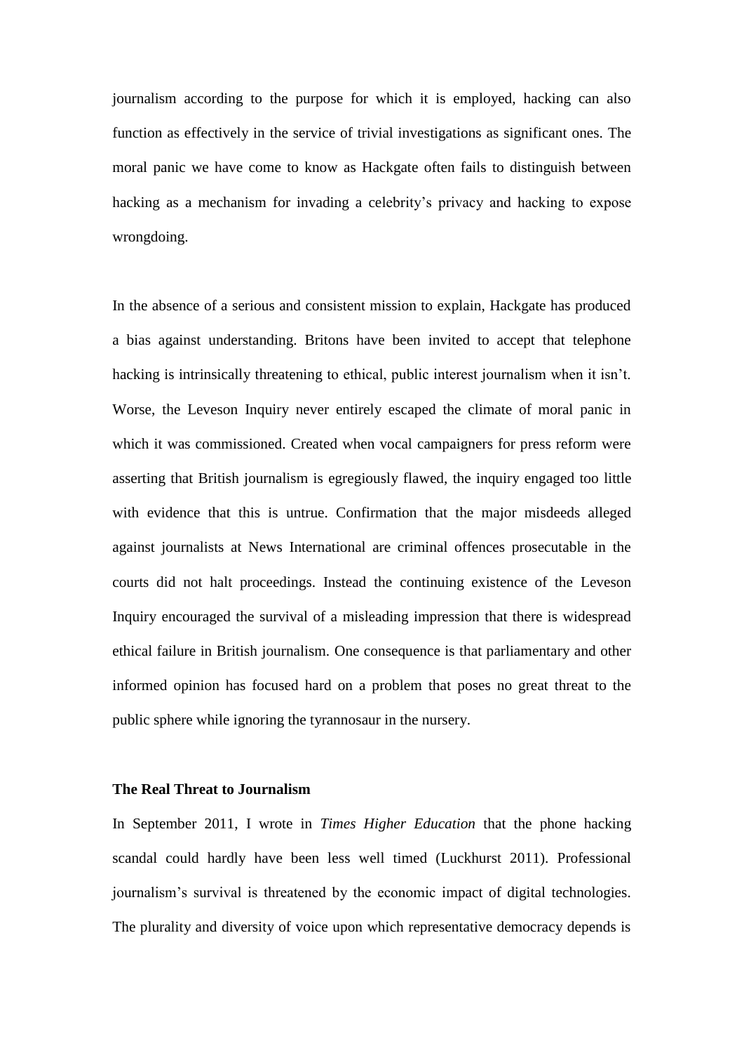journalism according to the purpose for which it is employed, hacking can also function as effectively in the service of trivial investigations as significant ones. The moral panic we have come to know as Hackgate often fails to distinguish between hacking as a mechanism for invading a celebrity's privacy and hacking to expose wrongdoing.

In the absence of a serious and consistent mission to explain, Hackgate has produced a bias against understanding. Britons have been invited to accept that telephone hacking is intrinsically threatening to ethical, public interest journalism when it isn't. Worse, the Leveson Inquiry never entirely escaped the climate of moral panic in which it was commissioned. Created when vocal campaigners for press reform were asserting that British journalism is egregiously flawed, the inquiry engaged too little with evidence that this is untrue. Confirmation that the major misdeeds alleged against journalists at News International are criminal offences prosecutable in the courts did not halt proceedings. Instead the continuing existence of the Leveson Inquiry encouraged the survival of a misleading impression that there is widespread ethical failure in British journalism. One consequence is that parliamentary and other informed opinion has focused hard on a problem that poses no great threat to the public sphere while ignoring the tyrannosaur in the nursery.

## The Real Threat to Journalism

In September 2011, I wrote in *Times Higher Education* that the phone hacking scandal could hardly have been less well timed (Luckhurst 2011). Professional journalism's survival is threatened by the economic impact of digital technologies. The plurality and diversity of voice upon which representative democracy depends is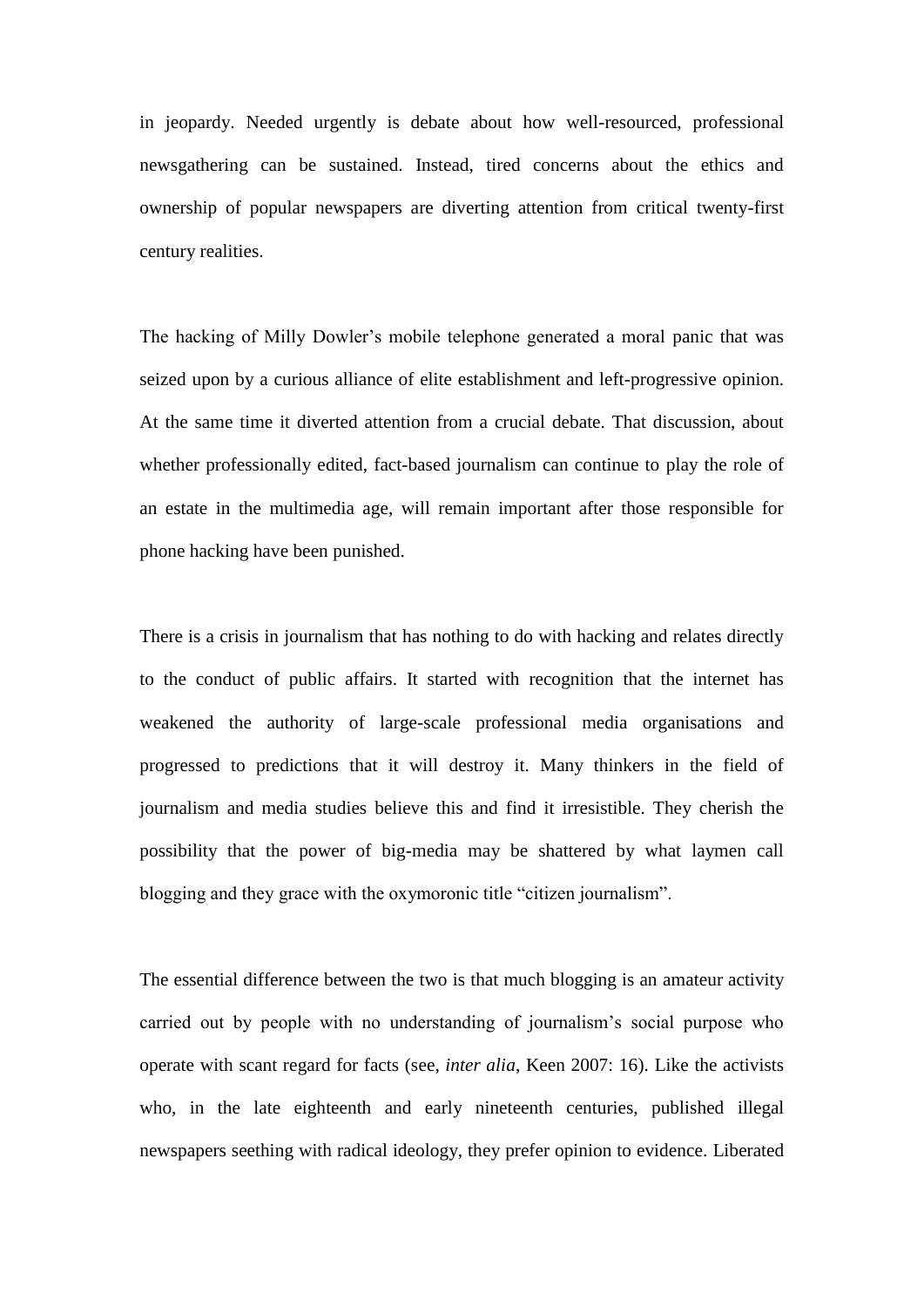in jeopardy. Needed urgently is debate about how well-resourced, professional newsgathering can be sustained. Instead, tired concerns about the ethics and ownership of popular newspapers are diverting attention from critical twenty-first century realities.

The hacking of Milly Dowler's mobile telephone generated a moral panic that was seized upon by a curious alliance of elite establishment and left-progressive opinion. At the same time it diverted attention from a crucial debate. That discussion, about whether professionally edited, fact-based journalism can continue to play the role of an estate in the multimedia age, will remain important after those responsible for phone hacking have been punished.

There is a crisis in journalism that has nothing to do with hacking and relates directly to the conduct of public affairs. It started with recognition that the internet has weakened the authority of large-scale professional media organisations and progressed to predictions that it will destroy it. Many thinkers in the field of journalism and media studies believe this and find it irresistible. They cherish the possibility that the power of big-media may be shattered by what laymen call blogging and they grace with the oxymoronic title "citizen journalism".

The essential difference between the two is that much blogging is an amateur activity carried out by people with no understanding of journalism's social purpose who operate with scant regard for facts (see, *inter alia*, Keen 2007: 16). Like the activists who, in the late eighteenth and early nineteenth centuries, published illegal newspapers seething with radical ideology, they prefer opinion to evidence. Liberated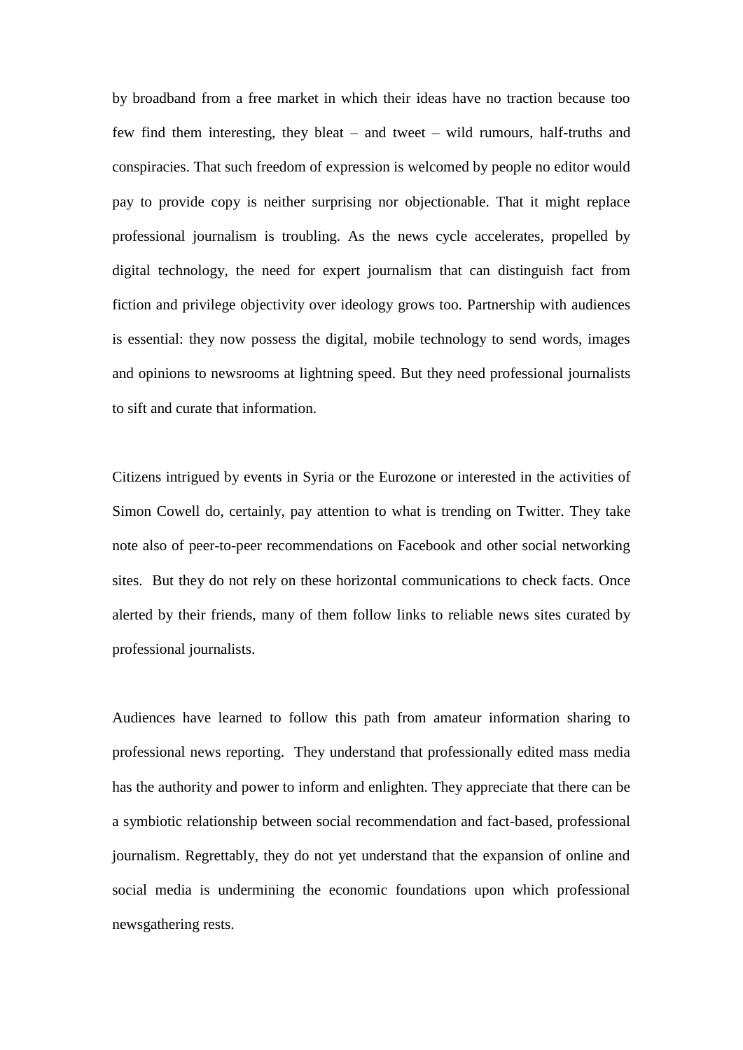by broadband from a free market in which their ideas have no traction because too few find them interesting, they bleat – and tweet – wild rumours, half-truths and conspiracies. That such freedom of expression is welcomed by people no editor would pay to provide copy is neither surprising nor objectionable. That it might replace professional journalism is troubling. As the news cycle accelerates, propelled by digital technology, the need for expert journalism that can distinguish fact from fiction and privilege objectivity over ideology grows too. Partnership with audiences is essential: they now possess the digital, mobile technology to send words, images and opinions to newsrooms at lightning speed. But they need professional journalists to sift and curate that information.

Citizens intrigued by events in Syria or the Eurozone or interested in the activities of Simon Cowell do, certainly, pay attention to what is trending on Twitter. They take note also of peer-to-peer recommendations on Facebook and other social networking sites. But they do not rely on these horizontal communications to check facts. Once alerted by their friends, many of them follow links to reliable news sites curated by professional journalists.

Audiences have learned to follow this path from amateur information sharing to professional news reporting. They understand that professionally edited mass media has the authority and power to inform and enlighten. They appreciate that there can be a symbiotic relationship between social recommendation and fact-based, professional journalism. Regrettably, they do not yet understand that the expansion of online and social media is undermining the economic foundations upon which professional newsgathering rests.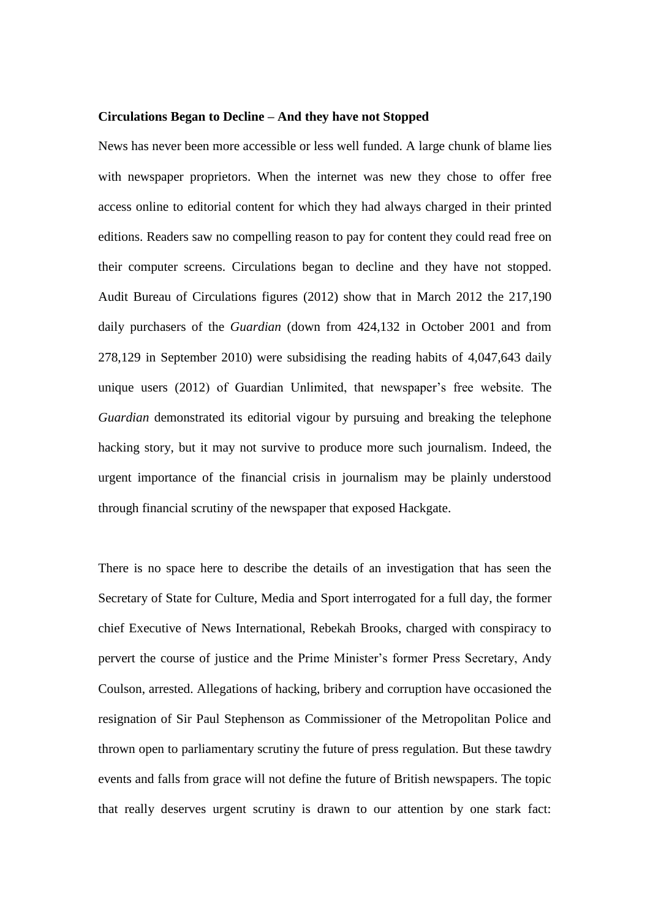**Circulations Began to Decline – And they have not Stopped**

News has never been more accessible or less well funded. A large chunk of blame lies with newspaper proprietors. When the internet was new they chose to offer free access online to editorial content for which they had always charged in their printed editions. Readers saw no compelling reason to pay for content they could read free on their computer screens. Circulations began to decline and they have not stopped. Audit Bureau of Circulations figures (2012) show that in March 2012 the 217,190 daily purchasers of the *Guardian* (down from 424,132 in October 2001 and from 278,129 in September 2010) were subsidising the reading habits of 4,047,643 daily unique users (2012) of Guardian Unlimited, that newspaper's free website. The *Guardian* demonstrated its editorial vigour by pursuing and breaking the telephone hacking story, but it may not survive to produce more such journalism. Indeed, the urgent importance of the financial crisis in journalism may be plainly understood through financial scrutiny of the newspaper that exposed Hackgate.

There is no space here to describe the details of an investigation that has seen the Secretary of State for Culture, Media and Sport interrogated for a full day, the former chief Executive of News International, Rebekah Brooks, charged with conspiracy to pervert the course of justice and the Prime Minister's former Press Secretary, Andy Coulson, arrested. Allegations of hacking, bribery and corruption have occasioned the resignation of Sir Paul Stephenson as Commissioner of the Metropolitan Police and thrown open to parliamentary scrutiny the future of press regulation. But these tawdry events and falls from grace will not define the future of British newspapers. The topic that really deserves urgent scrutiny is drawn to our attention by one stark fact: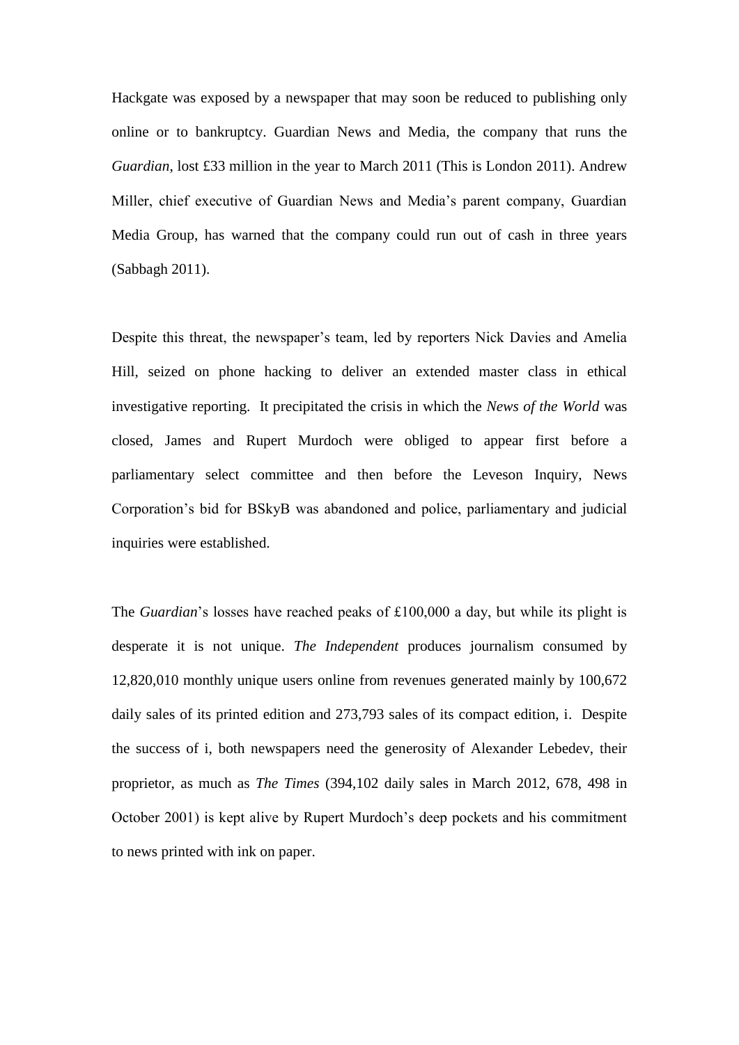Hackgate was exposed by a newspaper that may soon be reduced to publishing only online or to bankruptcy. Guardian News and Media, the company that runs the *Guardian*, lost £33 million in the year to March 2011 (This is London 2011). Andrew Miller, chief executive of Guardian News and Media's parent company, Guardian Media Group, has warned that the company could run out of cash in three years (Sabbagh 2011).

Despite this threat, the newspaper's team, led by reporters Nick Davies and Amelia Hill, seized on phone hacking to deliver an extended master class in ethical investigative reporting. It precipitated the crisis in which the *News of the World* was closed, James and Rupert Murdoch were obliged to appear first before a parliamentary select committee and then before the Leveson Inquiry, News Corporation's bid for BSkyB was abandoned and police, parliamentary and judicial inquiries were established.

The *Guardian*'s losses have reached peaks of £100,000 a day, but while its plight is desperate it is not unique. *The Independent* produces journalism consumed by 12,820,010 monthly unique users online from revenues generated mainly by 100,672 daily sales of its printed edition and 273,793 sales of its compact edition, i. Despite the success of i, both newspapers need the generosity of Alexander Lebedev, their proprietor, as much as *The Times* (394,102 daily sales in March 2012, 678, 498 in October 2001) is kept alive by Rupert Murdoch's deep pockets and his commitment to news printed with ink on paper.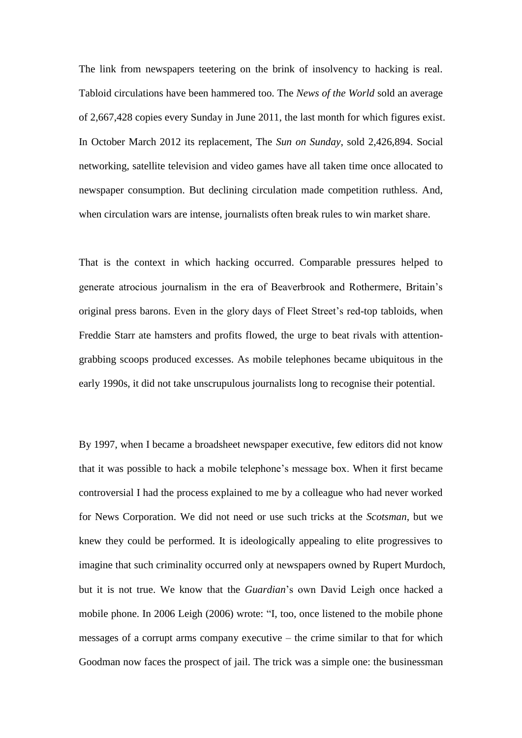The link from newspapers teetering on the brink of insolvency to hacking is real. Tabloid circulations have been hammered too. The *News of the World* sold an average of 2,667,428 copies every Sunday in June 2011, the last month for which figures exist. In October March 2012 its replacement, The *Sun on Sunday*, sold 2,426,894. Social networking, satellite television and video games have all taken time once allocated to newspaper consumption. But declining circulation made competition ruthless. And, when circulation wars are intense, journalists often break rules to win market share.

That is the context in which hacking occurred. Comparable pressures helped to generate atrocious journalism in the era of Beaverbrook and Rothermere, Britain's original press barons. Even in the glory days of Fleet Street's red-top tabloids, when Freddie Starr ate hamsters and profits flowed, the urge to beat rivals with attention-grabbing scoops produced excesses. As mobile telephones became ubiquitous in the early 1990s, it did not take unscrupulous journalists long to recognise their potential.

By 1997, when I became a broadsheet newspaper executive, few editors did not know that it was possible to hack a mobile telephone's message box. When it first became controversial I had the process explained to me by a colleague who had never worked for News Corporation. We did not need or use such tricks at the *Scotsman*, but we knew they could be performed. It is ideologically appealing to elite progressives to imagine that such criminality occurred only at newspapers owned by Rupert Murdoch, but it is not true. We know that the *Guardian*'s own David Leigh once hacked a mobile phone. In 2006 Leigh (2006) wrote: "I, too, once listened to the mobile phone messages of a corrupt arms company executive – the crime similar to that for which Goodman now faces the prospect of jail. The trick was a simple one: the businessman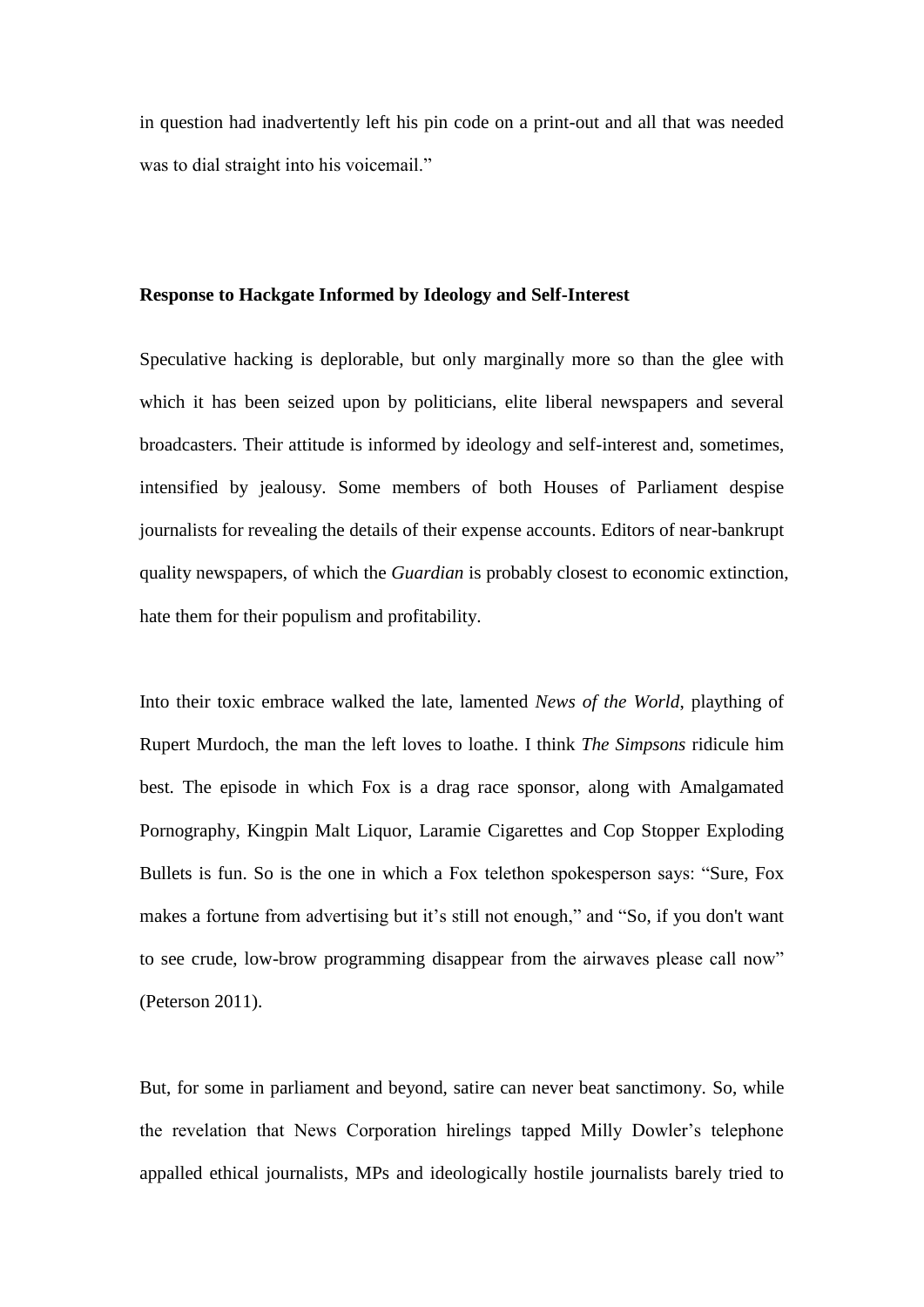in question had inadvertently left his pin code on a print-out and all that was needed was to dial straight into his voicemail."

**Response to Hackgate Informed by Ideology and Self-Interest**

Speculative hacking is deplorable, but only marginally more so than the glee with which it has been seized upon by politicians, elite liberal newspapers and several broadcasters. Their attitude is informed by ideology and self-interest and, sometimes, intensified by jealousy. Some members of both Houses of Parliament despise journalists for revealing the details of their expense accounts. Editors of near-bankrupt quality newspapers, of which the *Guardian* is probably closest to economic extinction, hate them for their populism and profitability.

Into their toxic embrace walked the late, lamented *News of the World*, plaything of Rupert Murdoch, the man the left loves to loathe. I think *The Simpsons* ridicule him best. The episode in which Fox is a drag race sponsor, along with Amalgamated Pornography, Kingpin Malt Liquor, Laramie Cigarettes and Cop Stopper Exploding Bullets is fun. So is the one in which a Fox telethon spokesperson says: "Sure, Fox makes a fortune from advertising but it's still not enough," and "So, if you don't want to see crude, low-brow programming disappear from the airwaves please call now" (Peterson 2011).

But, for some in parliament and beyond, satire can never beat sanctimony. So, while the revelation that News Corporation hirelings tapped Milly Dowler's telephone appalled ethical journalists, MPs and ideologically hostile journalists barely tried to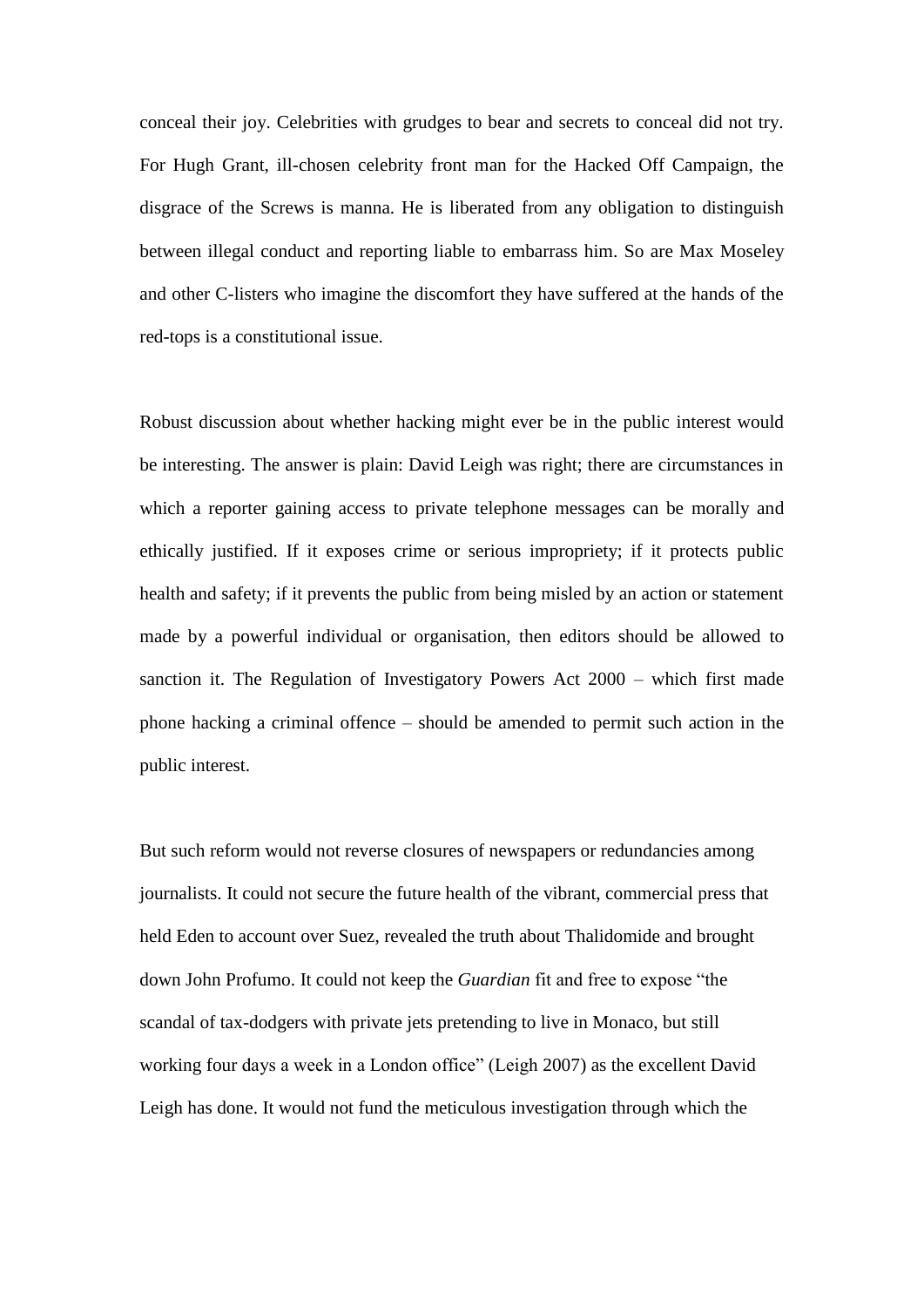conceal their joy. Celebrities with grudges to bear and secrets to conceal did not try. For Hugh Grant, ill-chosen celebrity front man for the Hacked Off Campaign, the disgrace of the Screws is manna. He is liberated from any obligation to distinguish between illegal conduct and reporting liable to embarrass him. So are Max Moseley and other C-listers who imagine the discomfort they have suffered at the hands of the red-tops is a constitutional issue.

Robust discussion about whether hacking might ever be in the public interest would be interesting. The answer is plain: David Leigh was right; there are circumstances in which a reporter gaining access to private telephone messages can be morally and ethically justified. If it exposes crime or serious impropriety; if it protects public health and safety; if it prevents the public from being misled by an action or statement made by a powerful individual or organisation, then editors should be allowed to sanction it. The Regulation of Investigatory Powers Act 2000 – which first made phone hacking a criminal offence – should be amended to permit such action in the public interest.

But such reform would not reverse closures of newspapers or redundancies among journalists. It could not secure the future health of the vibrant, commercial press that held Eden to account over Suez, revealed the truth about Thalidomide and brought down John Profumo. It could not keep the *Guardian* fit and free to expose "the scandal of tax-dodgers with private jets pretending to live in Monaco, but still working four days a week in a London office" (Leigh 2007) as the excellent David Leigh has done. It would not fund the meticulous investigation through which the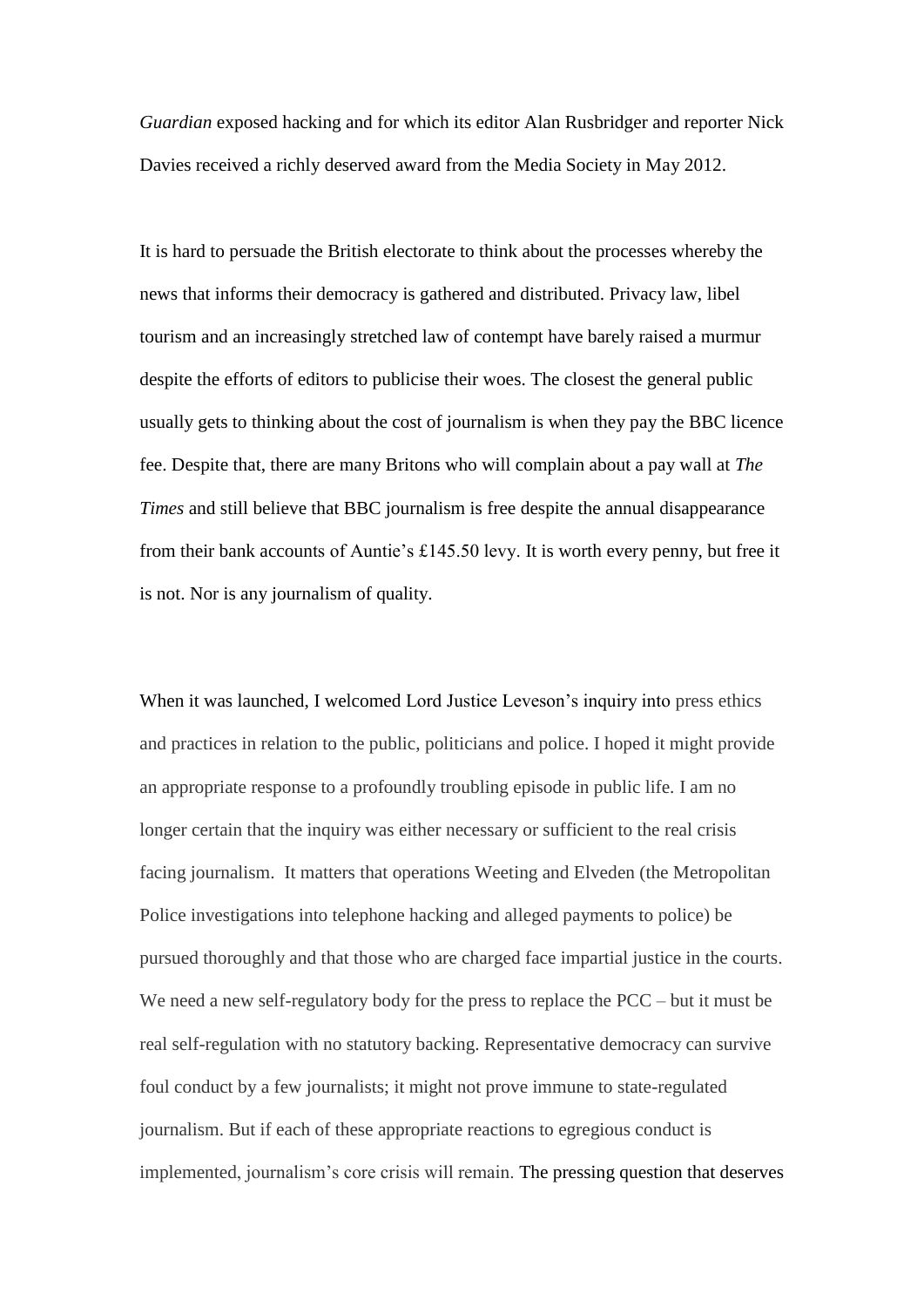*Guardian* exposed hacking and for which its editor Alan Rusbridger and reporter Nick Davies received a richly deserved award from the Media Society in May 2012.

It is hard to persuade the British electorate to think about the processes whereby the news that informs their democracy is gathered and distributed. Privacy law, libel tourism and an increasingly stretched law of contempt have barely raised a murmur despite the efforts of editors to publicise their woes. The closest the general public usually gets to thinking about the cost of journalism is when they pay the BBC licence fee. Despite that, there are many Britons who will complain about a pay wall at *The Times* and still believe that BBC journalism is free despite the annual disappearance from their bank accounts of Auntie's £145.50 levy. It is worth every penny, but free it is not. Nor is any journalism of quality.

When it was launched, I welcomed Lord Justice Leveson's inquiry into press ethics and practices in relation to the public, politicians and police. I hoped it might provide an appropriate response to a profoundly troubling episode in public life. I am no longer certain that the inquiry was either necessary or sufficient to the real crisis facing journalism. It matters that operations Weeting and Elveden (the Metropolitan Police investigations into telephone hacking and alleged payments to police) be pursued thoroughly and that those who are charged face impartial justice in the courts. We need a new self-regulatory body for the press to replace the PCC – but it must be real self-regulation with no statutory backing. Representative democracy can survive foul conduct by a few journalists; it might not prove immune to state-regulated journalism. But if each of these appropriate reactions to egregious conduct is implemented, journalism's core crisis will remain. The pressing question that deserves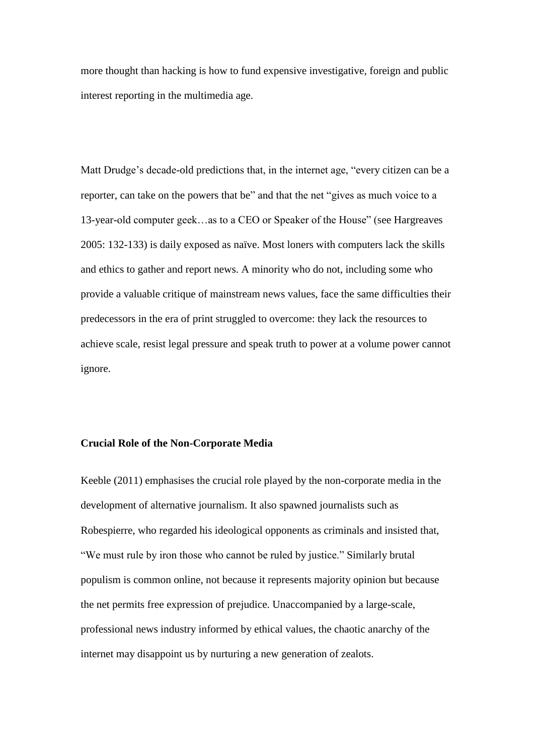more thought than hacking is how to fund expensive investigative, foreign and public interest reporting in the multimedia age.

Matt Drudge's decade-old predictions that, in the internet age, "every citizen can be a reporter, can take on the powers that be" and that the net "gives as much voice to a 13-year-old computer geek…as to a CEO or Speaker of the House" (see Hargreaves 2005: 132-133) is daily exposed as naïve. Most loners with computers lack the skills and ethics to gather and report news. A minority who do not, including some who provide a valuable critique of mainstream news values, face the same difficulties their predecessors in the era of print struggled to overcome: they lack the resources to achieve scale, resist legal pressure and speak truth to power at a volume power cannot ignore.

### Crucial Role of the Non-Corporate Media

Keeble (2011) emphasises the crucial role played by the non-corporate media in the development of alternative journalism. It also spawned journalists such as Robespierre, who regarded his ideological opponents as criminals and insisted that, "We must rule by iron those who cannot be ruled by justice." Similarly brutal populism is common online, not because it represents majority opinion but because the net permits free expression of prejudice. Unaccompanied by a large-scale, professional news industry informed by ethical values, the chaotic anarchy of the internet may disappoint us by nurturing a new generation of zealots.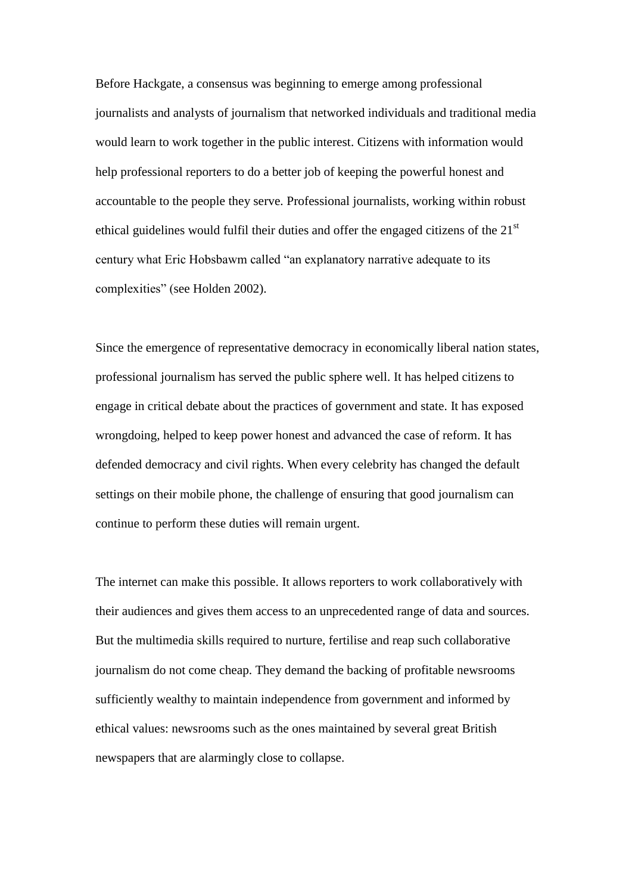Before Hackgate, a consensus was beginning to emerge among professional journalists and analysts of journalism that networked individuals and traditional media would learn to work together in the public interest. Citizens with information would help professional reporters to do a better job of keeping the powerful honest and accountable to the people they serve. Professional journalists, working within robust ethical guidelines would fulfil their duties and offer the engaged citizens of the 21st century what Eric Hobsbawm called "an explanatory narrative adequate to its complexities" (see Holden 2002).

Since the emergence of representative democracy in economically liberal nation states, professional journalism has served the public sphere well. It has helped citizens to engage in critical debate about the practices of government and state. It has exposed wrongdoing, helped to keep power honest and advanced the case of reform. It has defended democracy and civil rights. When every celebrity has changed the default settings on their mobile phone, the challenge of ensuring that good journalism can continue to perform these duties will remain urgent.

The internet can make this possible. It allows reporters to work collaboratively with their audiences and gives them access to an unprecedented range of data and sources. But the multimedia skills required to nurture, fertilise and reap such collaborative journalism do not come cheap. They demand the backing of profitable newsrooms sufficiently wealthy to maintain independence from government and informed by ethical values: newsrooms such as the ones maintained by several great British newspapers that are alarmingly close to collapse.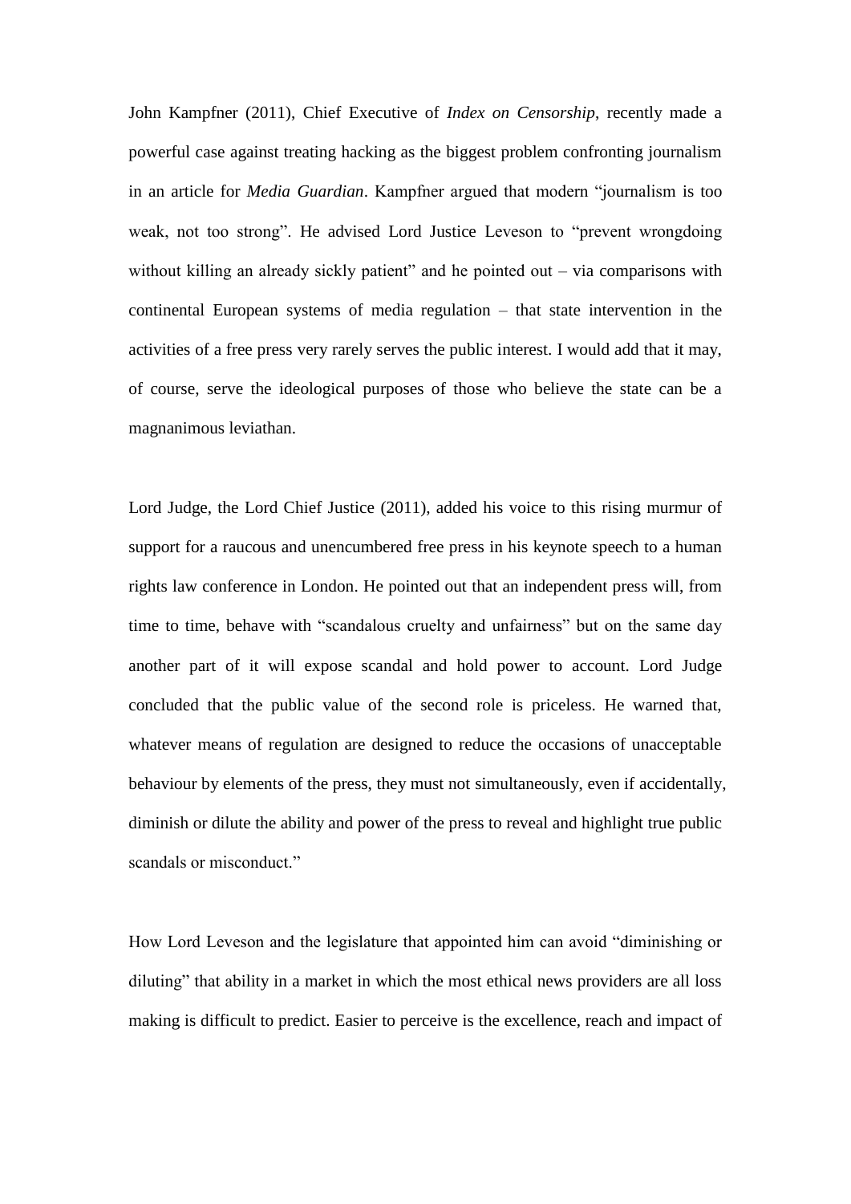John Kampfner (2011), Chief Executive of *Index on Censorship*, recently made a powerful case against treating hacking as the biggest problem confronting journalism in an article for *Media Guardian*. Kampfner argued that modern "journalism is too weak, not too strong". He advised Lord Justice Leveson to "prevent wrongdoing without killing an already sickly patient" and he pointed out – via comparisons with continental European systems of media regulation – that state intervention in the activities of a free press very rarely serves the public interest. I would add that it may, of course, serve the ideological purposes of those who believe the state can be a magnanimous leviathan.

Lord Judge, the Lord Chief Justice (2011), added his voice to this rising murmur of support for a raucous and unencumbered free press in his keynote speech to a human rights law conference in London. He pointed out that an independent press will, from time to time, behave with "scandalous cruelty and unfairness" but on the same day another part of it will expose scandal and hold power to account. Lord Judge concluded that the public value of the second role is priceless. He warned that, whatever means of regulation are designed to reduce the occasions of unacceptable behaviour by elements of the press, they must not simultaneously, even if accidentally, diminish or dilute the ability and power of the press to reveal and highlight true public scandals or misconduct."

How Lord Leveson and the legislature that appointed him can avoid "diminishing or diluting" that ability in a market in which the most ethical news providers are all loss making is difficult to predict. Easier to perceive is the excellence, reach and impact of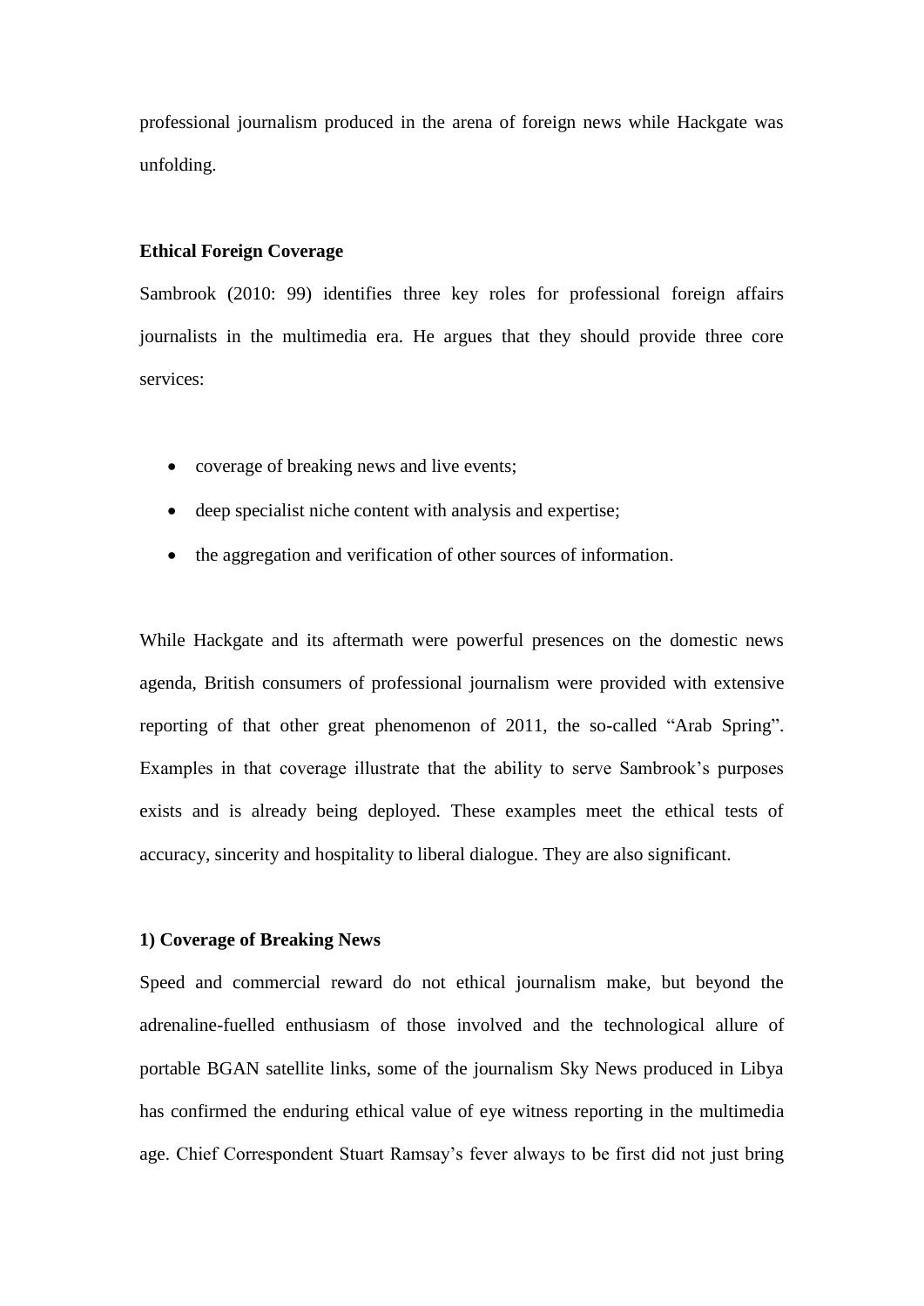professional journalism produced in the arena of foreign news while Hackgate was unfolding.

**Ethical Foreign Coverage**

Sambrook (2010: 99) identifies three key roles for professional foreign affairs journalists in the multimedia era. He argues that they should provide three core services:

- coverage of breaking news and live events;
- deep specialist niche content with analysis and expertise;
- the aggregation and verification of other sources of information.

While Hackgate and its aftermath were powerful presences on the domestic news agenda, British consumers of professional journalism were provided with extensive reporting of that other great phenomenon of 2011, the so-called "Arab Spring". Examples in that coverage illustrate that the ability to serve Sambrook's purposes exists and is already being deployed. These examples meet the ethical tests of accuracy, sincerity and hospitality to liberal dialogue. They are also significant.

**1) Coverage of Breaking News**

Speed and commercial reward do not ethical journalism make, but beyond the adrenaline-fuelled enthusiasm of those involved and the technological allure of portable BGAN satellite links, some of the journalism Sky News produced in Libya has confirmed the enduring ethical value of eye witness reporting in the multimedia age. Chief Correspondent Stuart Ramsay's fever always to be first did not just bring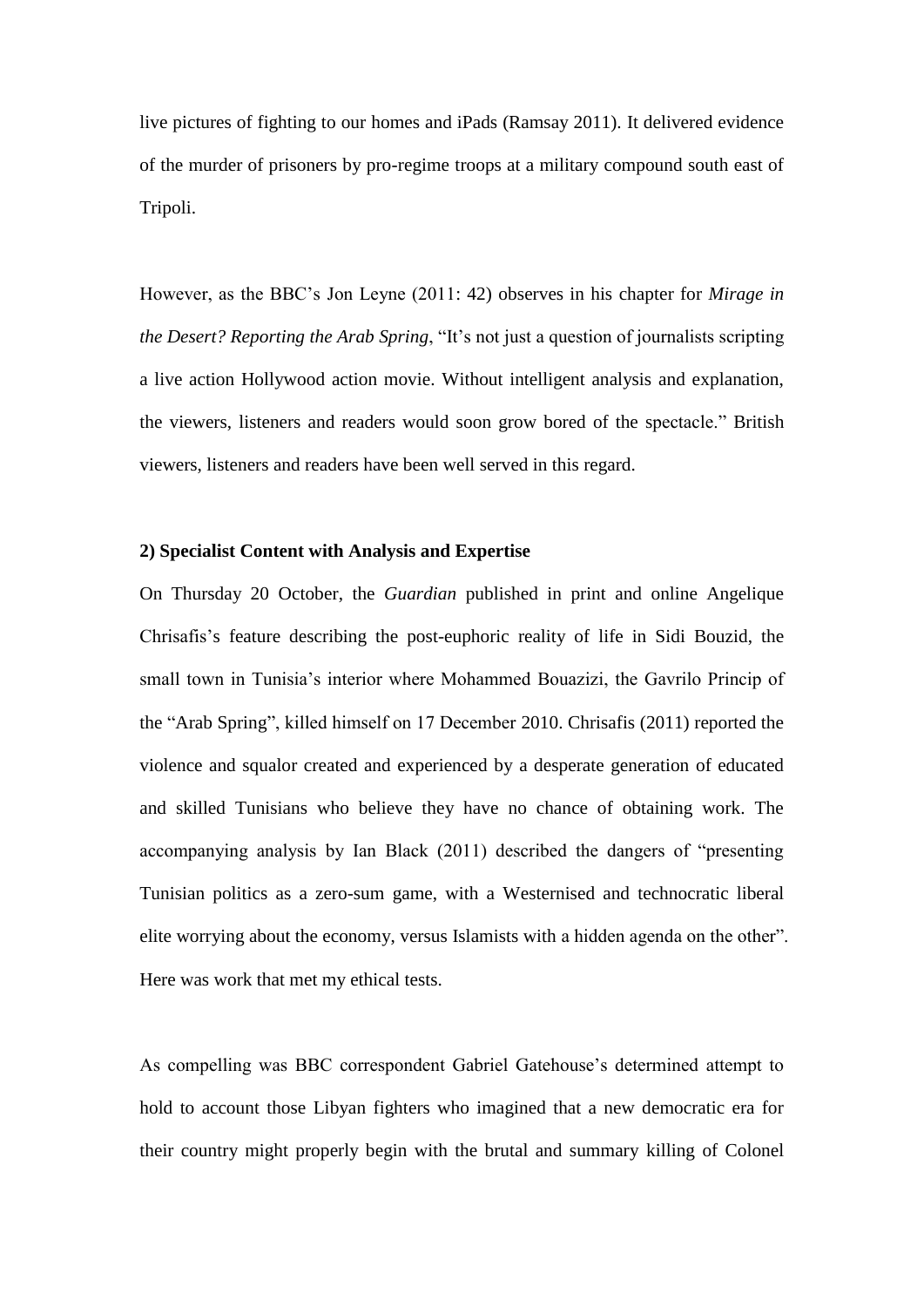live pictures of fighting to our homes and iPads (Ramsay 2011). It delivered evidence of the murder of prisoners by pro-regime troops at a military compound south east of Tripoli.

However, as the BBC's Jon Leyne (2011: 42) observes in his chapter for *Mirage in the Desert? Reporting the Arab Spring*, "It's not just a question of journalists scripting a live action Hollywood action movie. Without intelligent analysis and explanation, the viewers, listeners and readers would soon grow bored of the spectacle." British viewers, listeners and readers have been well served in this regard.

**2) Specialist Content with Analysis and Expertise**

On Thursday 20 October, the *Guardian* published in print and online Angelique Chrisafis's feature describing the post-euphoric reality of life in Sidi Bouzid, the small town in Tunisia's interior where Mohammed Bouazizi, the Gavrilo Princip of the "Arab Spring", killed himself on 17 December 2010. Chrisafis (2011) reported the violence and squalor created and experienced by a desperate generation of educated and skilled Tunisians who believe they have no chance of obtaining work. The accompanying analysis by Ian Black (2011) described the dangers of "presenting Tunisian politics as a zero-sum game, with a Westernised and technocratic liberal elite worrying about the economy, versus Islamists with a hidden agenda on the other". Here was work that met my ethical tests.

As compelling was BBC correspondent Gabriel Gatehouse's determined attempt to hold to account those Libyan fighters who imagined that a new democratic era for their country might properly begin with the brutal and summary killing of Colonel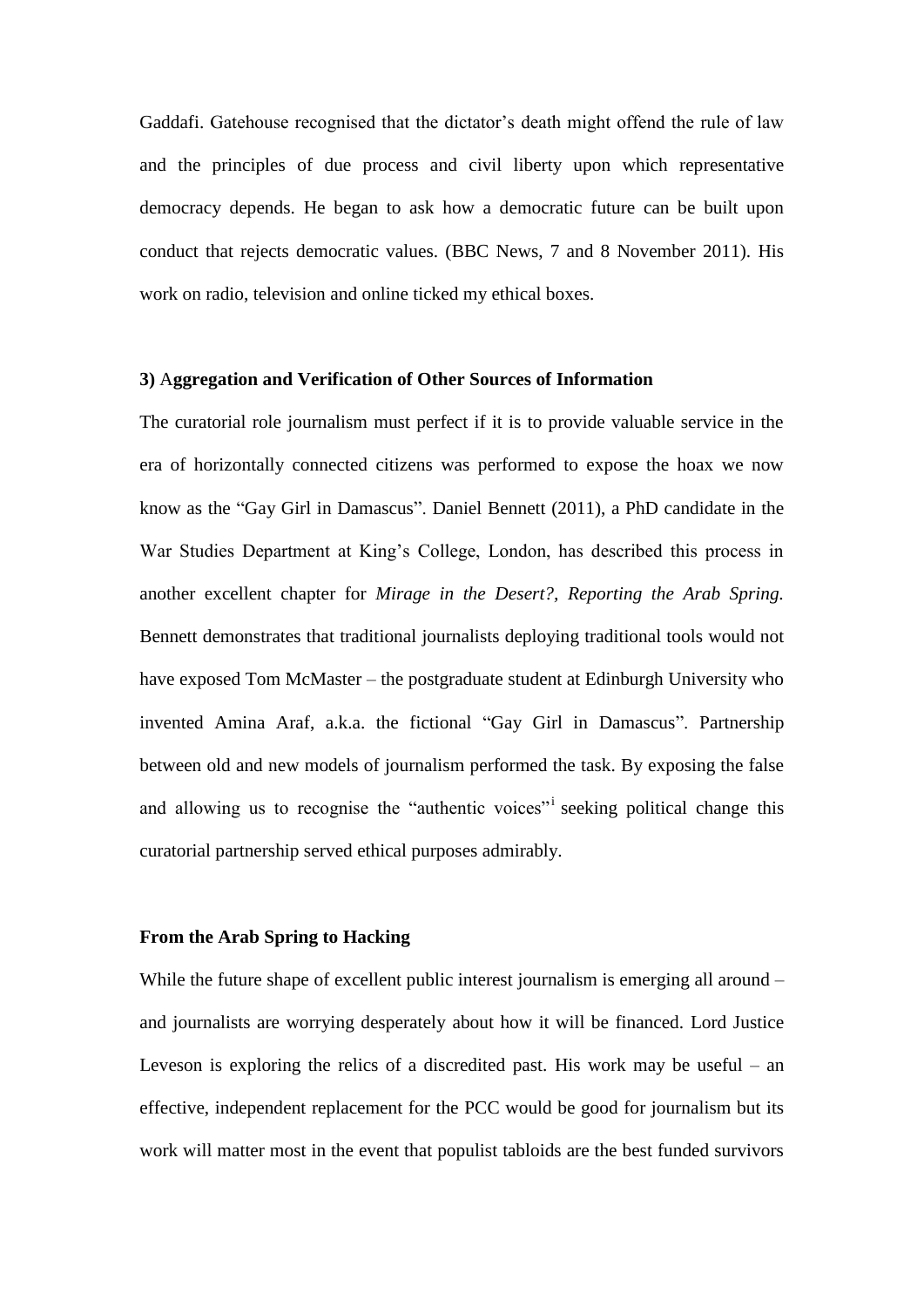Gaddafi. Gatehouse recognised that the dictator's death might offend the rule of law and the principles of due process and civil liberty upon which representative democracy depends. He began to ask how a democratic future can be built upon conduct that rejects democratic values. (BBC News, 7 and 8 November 2011). His work on radio, television and online ticked my ethical boxes.

**3) Aggregation and Verification of Other Sources of Information**

The curatorial role journalism must perfect if it is to provide valuable service in the era of horizontally connected citizens was performed to expose the hoax we now know as the "Gay Girl in Damascus". Daniel Bennett (2011), a PhD candidate in the War Studies Department at King's College, London, has described this process in another excellent chapter for *Mirage in the Desert?, Reporting the Arab Spring.* Bennett demonstrates that traditional journalists deploying traditional tools would not have exposed Tom McMaster – the postgraduate student at Edinburgh University who invented Amina Araf, a.k.a. the fictional "Gay Girl in Damascus". Partnership between old and new models of journalism performed the task. By exposing the false and allowing us to recognise the "authentic voices"[i] seeking political change this curatorial partnership served ethical purposes admirably.

**From the Arab Spring to Hacking**

While the future shape of excellent public interest journalism is emerging all around – and journalists are worrying desperately about how it will be financed. Lord Justice Leveson is exploring the relics of a discredited past. His work may be useful – an effective, independent replacement for the PCC would be good for journalism but its work will matter most in the event that populist tabloids are the best funded survivors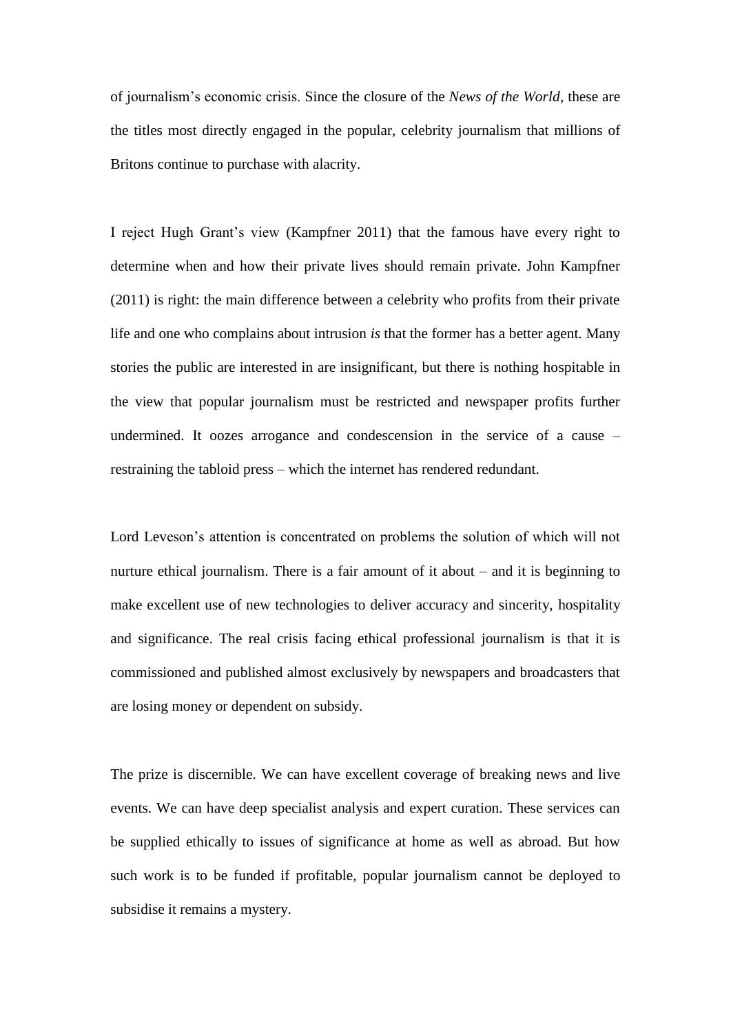of journalism's economic crisis. Since the closure of the *News of the World*, these are the titles most directly engaged in the popular, celebrity journalism that millions of Britons continue to purchase with alacrity.

I reject Hugh Grant's view (Kampfner 2011) that the famous have every right to determine when and how their private lives should remain private. John Kampfner (2011) is right: the main difference between a celebrity who profits from their private life and one who complains about intrusion *is* that the former has a better agent. Many stories the public are interested in are insignificant, but there is nothing hospitable in the view that popular journalism must be restricted and newspaper profits further undermined. It oozes arrogance and condescension in the service of a cause – restraining the tabloid press – which the internet has rendered redundant.

Lord Leveson's attention is concentrated on problems the solution of which will not nurture ethical journalism. There is a fair amount of it about – and it is beginning to make excellent use of new technologies to deliver accuracy and sincerity, hospitality and significance. The real crisis facing ethical professional journalism is that it is commissioned and published almost exclusively by newspapers and broadcasters that are losing money or dependent on subsidy.

The prize is discernible. We can have excellent coverage of breaking news and live events. We can have deep specialist analysis and expert curation. These services can be supplied ethically to issues of significance at home as well as abroad. But how such work is to be funded if profitable, popular journalism cannot be deployed to subsidise it remains a mystery.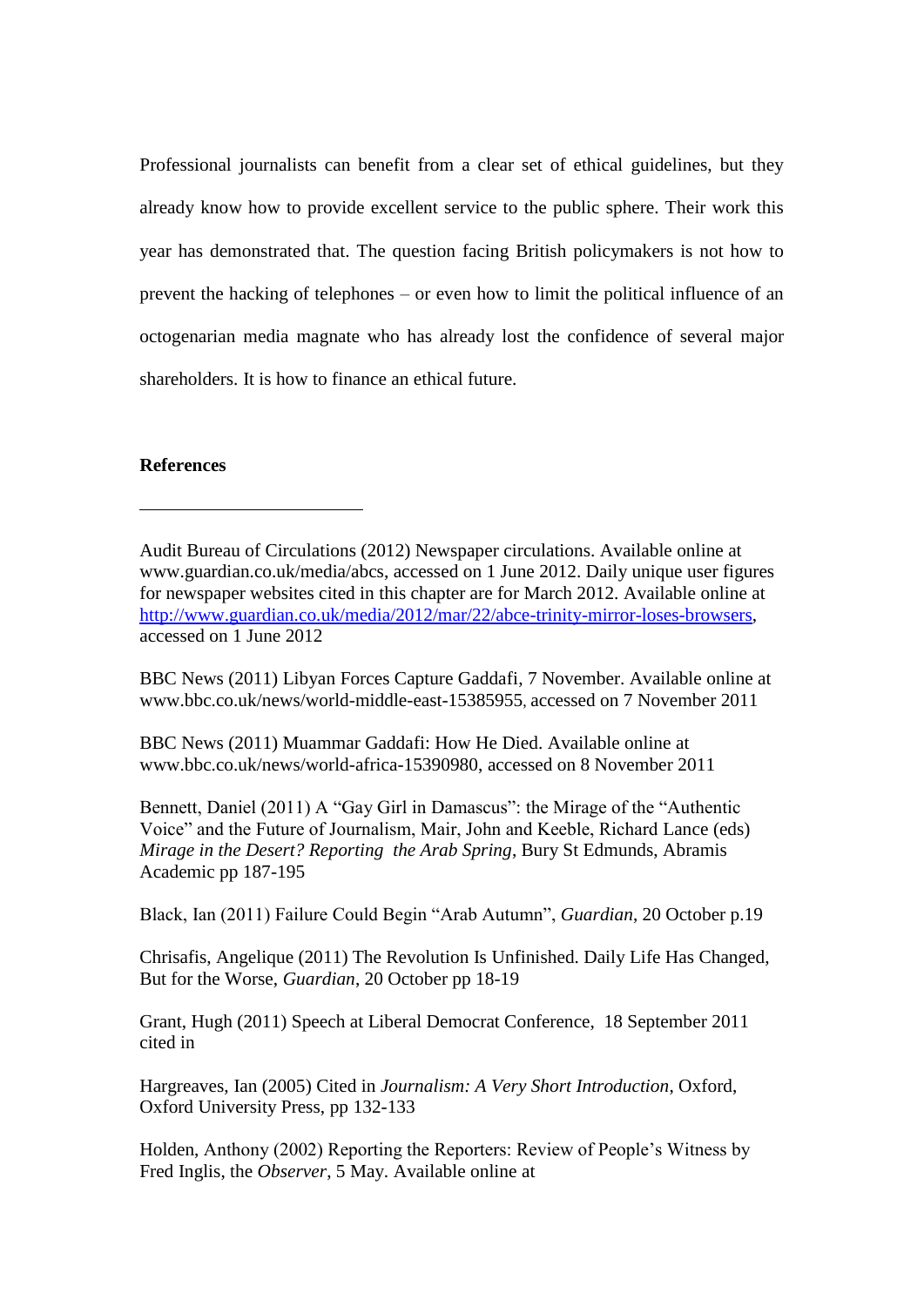Professional journalists can benefit from a clear set of ethical guidelines, but they already know how to provide excellent service to the public sphere. Their work this year has demonstrated that. The question facing British policymakers is not how to prevent the hacking of telephones – or even how to limit the political influence of an octogenarian media magnate who has already lost the confidence of several major shareholders. It is how to finance an ethical future.

**References**

---

Audit Bureau of Circulations (2012) Newspaper circulations. Available online at www.guardian.co.uk/media/abcs, accessed on 1 June 2012. Daily unique user figures for newspaper websites cited in this chapter are for March 2012. Available online at http://www.guardian.co.uk/media/2012/mar/22/abce-trinity-mirror-loses-browsers, accessed on 1 June 2012

BBC News (2011) Libyan Forces Capture Gaddafi, 7 November. Available online at www.bbc.co.uk/news/world-middle-east-15385955, accessed on 7 November 2011

BBC News (2011) Muammar Gaddafi: How He Died. Available online at www.bbc.co.uk/news/world-africa-15390980, accessed on 8 November 2011

Bennett, Daniel (2011) A "Gay Girl in Damascus": the Mirage of the "Authentic Voice" and the Future of Journalism, Mair, John and Keeble, Richard Lance (eds) *Mirage in the Desert? Reporting the Arab Spring*, Bury St Edmunds, Abramis Academic pp 187-195

Black, Ian (2011) Failure Could Begin "Arab Autumn", *Guardian*, 20 October p.19

Chrisafis, Angelique (2011) The Revolution Is Unfinished. Daily Life Has Changed, But for the Worse, *Guardian*, 20 October pp 18-19

Grant, Hugh (2011) Speech at Liberal Democrat Conference, 18 September 2011 cited in

Hargreaves, Ian (2005) Cited in *Journalism: A Very Short Introduction*, Oxford, Oxford University Press, pp 132-133

Holden, Anthony (2002) Reporting the Reporters: Review of People's Witness by Fred Inglis, the *Observer*, 5 May. Available online at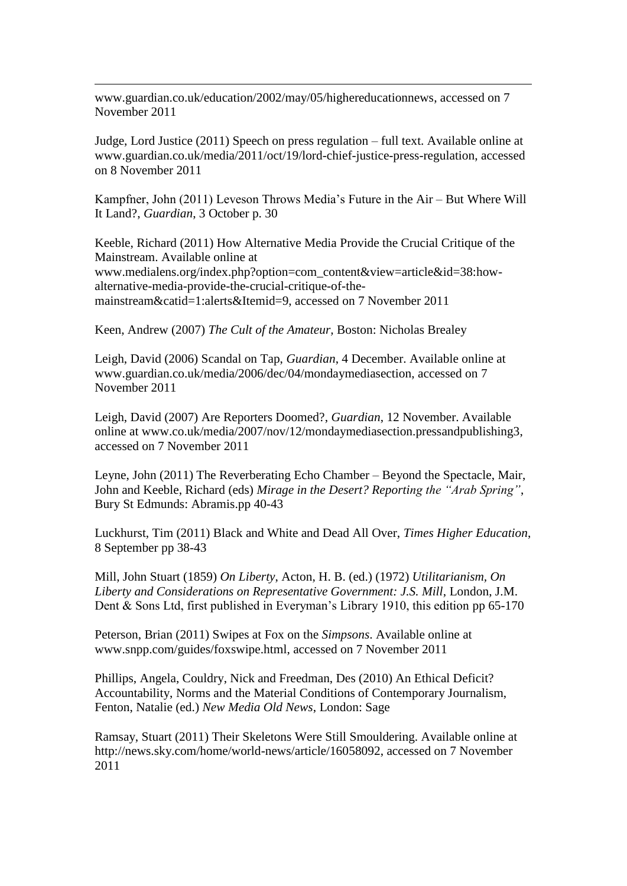www.guardian.co.uk/education/2002/may/05/highereducationnews, accessed on 7 November 2011

Judge, Lord Justice (2011) Speech on press regulation – full text. Available online at www.guardian.co.uk/media/2011/oct/19/lord-chief-justice-press-regulation, accessed on 8 November 2011

Kampfner, John (2011) Leveson Throws Media's Future in the Air – But Where Will It Land?, *Guardian*, 3 October p. 30

Keeble, Richard (2011) How Alternative Media Provide the Crucial Critique of the Mainstream. Available online at www.medialens.org/index.php?option=com_content&view=article&id=38:how-alternative-media-provide-the-crucial-critique-of-the-mainstream&catid=1:alerts&Itemid=9, accessed on 7 November 2011

Keen, Andrew (2007) *The Cult of the Amateur*, Boston: Nicholas Brealey

Leigh, David (2006) Scandal on Tap, *Guardian*, 4 December. Available online at www.guardian.co.uk/media/2006/dec/04/mondaymediasection, accessed on 7 November 2011

Leigh, David (2007) Are Reporters Doomed?, *Guardian*, 12 November. Available online at www.co.uk/media/2007/nov/12/mondaymediasection.pressandpublishing3, accessed on 7 November 2011

Leyne, John (2011) The Reverberating Echo Chamber – Beyond the Spectacle, Mair, John and Keeble, Richard (eds) *Mirage in the Desert? Reporting the "Arab Spring"*, Bury St Edmunds: Abramis.pp 40-43

Luckhurst, Tim (2011) Black and White and Dead All Over, *Times Higher Education*, 8 September pp 38-43

Mill, John Stuart (1859) *On Liberty*, Acton, H. B. (ed.) (1972) *Utilitarianism, On Liberty and Considerations on Representative Government: J.S. Mill*, London, J.M. Dent & Sons Ltd, first published in Everyman's Library 1910, this edition pp 65-170

Peterson, Brian (2011) Swipes at Fox on the *Simpsons*. Available online at www.snpp.com/guides/foxswipe.html, accessed on 7 November 2011

Phillips, Angela, Couldry, Nick and Freedman, Des (2010) An Ethical Deficit? Accountability, Norms and the Material Conditions of Contemporary Journalism, Fenton, Natalie (ed.) *New Media Old News*, London: Sage

Ramsay, Stuart (2011) Their Skeletons Were Still Smouldering. Available online at http://news.sky.com/home/world-news/article/16058092, accessed on 7 November 2011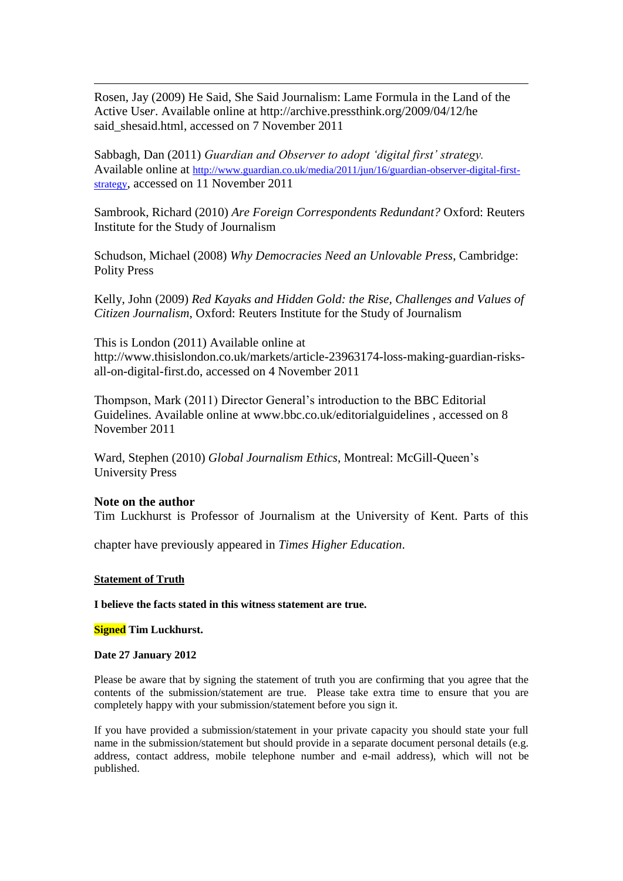Rosen, Jay (2009) He Said, She Said Journalism: Lame Formula in the Land of the Active Use*r*. Available online at http://archive.pressthink.org/2009/04/12/he said_shesaid.html, accessed on 7 November 2011

Sabbagh, Dan (2011) *Guardian and Observer to adopt 'digital first' strategy.* Available online at http://www.guardian.co.uk/media/2011/jun/16/guardian-observer-digital-first-strategy, accessed on 11 November 2011

Sambrook, Richard (2010) *Are Foreign Correspondents Redundant?* Oxford: Reuters Institute for the Study of Journalism

Schudson, Michael (2008) *Why Democracies Need an Unlovable Press*, Cambridge: Polity Press

Kelly, John (2009) *Red Kayaks and Hidden Gold: the Rise, Challenges and Values of Citizen Journalism*, Oxford: Reuters Institute for the Study of Journalism

This is London (2011) Available online at http://www.thisislondon.co.uk/markets/article-23963174-loss-making-guardian-risks-all-on-digital-first.do, accessed on 4 November 2011

Thompson, Mark (2011) Director General's introduction to the BBC Editorial Guidelines. Available online at www.bbc.co.uk/editorialguidelines , accessed on 8 November 2011

Ward, Stephen (2010) *Global Journalism Ethics*, Montreal: McGill-Queen's University Press

**Note on the author**

Tim Luckhurst is Professor of Journalism at the University of Kent. Parts of this

chapter have previously appeared in *Times Higher Education*.

**Statement of Truth**

**I believe the facts stated in this witness statement are true.**

**Signed Tim Luckhurst.**

**Date 27 January 2012**

Please be aware that by signing the statement of truth you are confirming that you agree that the contents of the submission/statement are true. Please take extra time to ensure that you are completely happy with your submission/statement before you sign it.

If you have provided a submission/statement in your private capacity you should state your full name in the submission/statement but should provide in a separate document personal details (e.g. address, contact address, mobile telephone number and e-mail address), which will not be published.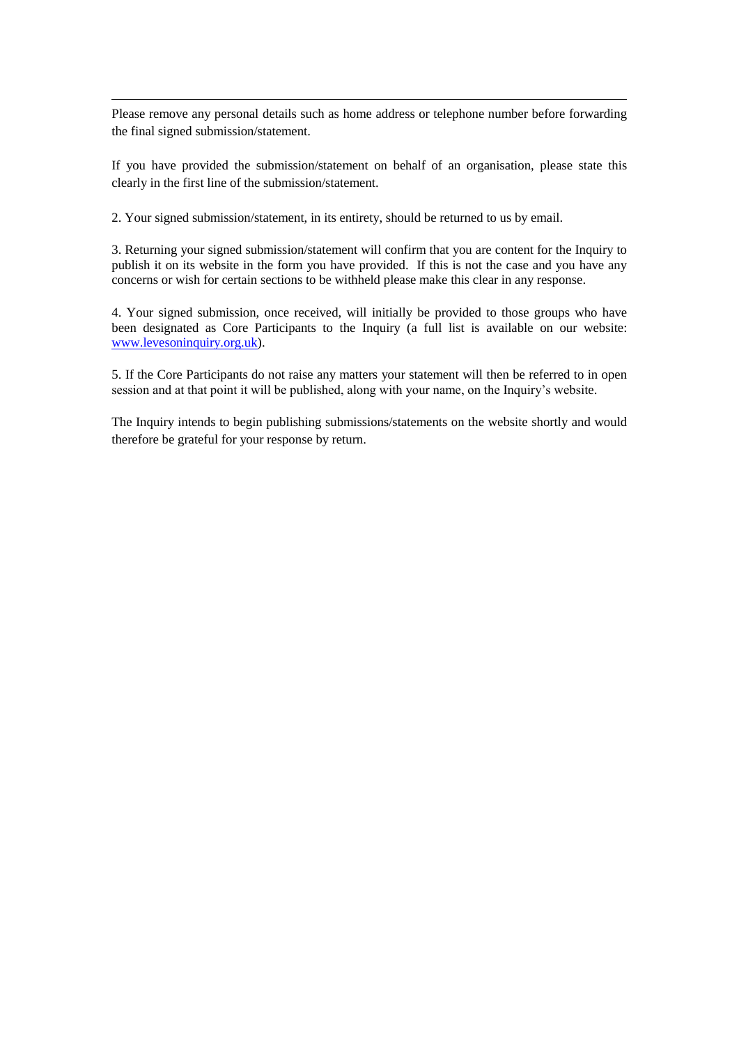---

Please remove any personal details such as home address or telephone number before forwarding the final signed submission/statement.

If you have provided the submission/statement on behalf of an organisation, please state this clearly in the first line of the submission/statement.

2. Your signed submission/statement, in its entirety, should be returned to us by email.

3. Returning your signed submission/statement will confirm that you are content for the Inquiry to publish it on its website in the form you have provided. If this is not the case and you have any concerns or wish for certain sections to be withheld please make this clear in any response.

4. Your signed submission, once received, will initially be provided to those groups who have been designated as Core Participants to the Inquiry (a full list is available on our website: [www.levesoninquiry.org.uk](http://www.levesoninquiry.org.uk)).

5. If the Core Participants do not raise any matters your statement will then be referred to in open session and at that point it will be published, along with your name, on the Inquiry's website.

The Inquiry intends to begin publishing submissions/statements on the website shortly and would therefore be grateful for your response by return.